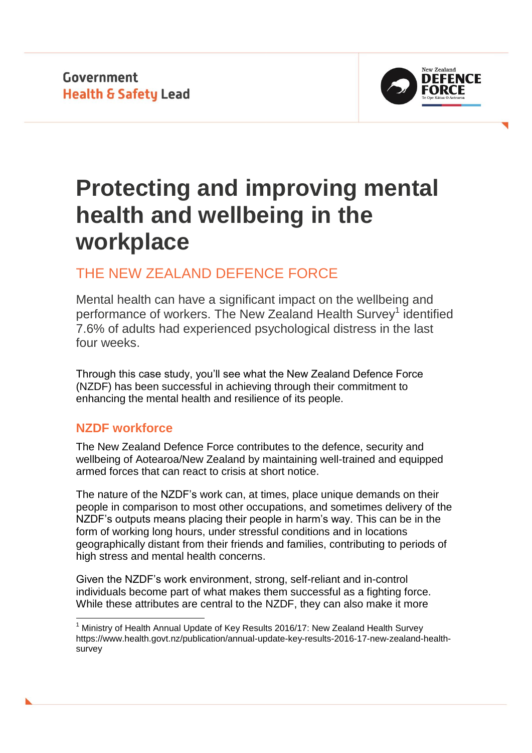Government
Health & Safety Lead

# Protecting and improving mental health and wellbeing in the workplace

## THE NEW ZEALAND DEFENCE FORCE

Mental health can have a significant impact on the wellbeing and performance of workers. The New Zealand Health Survey[1] identified 7.6% of adults had experienced psychological distress in the last four weeks.

Through this case study, you'll see what the New Zealand Defence Force (NZDF) has been successful in achieving through their commitment to enhancing the mental health and resilience of its people.

### NZDF workforce

The New Zealand Defence Force contributes to the defence, security and wellbeing of Aotearoa/New Zealand by maintaining well-trained and equipped armed forces that can react to crisis at short notice.

The nature of the NZDF's work can, at times, place unique demands on their people in comparison to most other occupations, and sometimes delivery of the NZDF's outputs means placing their people in harm's way. This can be in the form of working long hours, under stressful conditions and in locations geographically distant from their friends and families, contributing to periods of high stress and mental health concerns.

Given the NZDF's work environment, strong, self-reliant and in-control individuals become part of what makes them successful as a fighting force. While these attributes are central to the NZDF, they can also make it more

[1] Ministry of Health Annual Update of Key Results 2016/17: New Zealand Health Survey https://www.health.govt.nz/publication/annual-update-key-results-2016-17-new-zealand-health-survey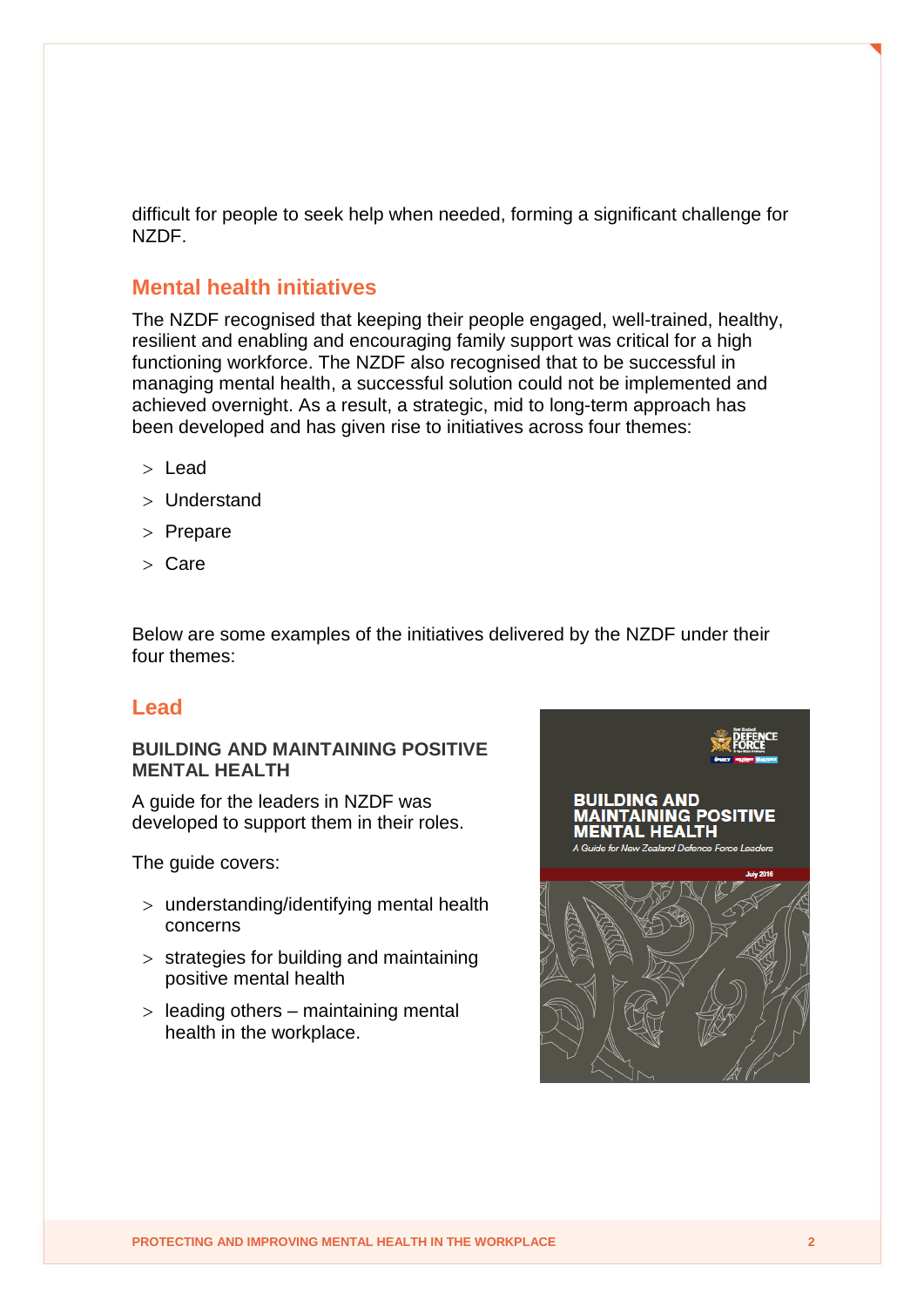difficult for people to seek help when needed, forming a significant challenge for NZDF.

## Mental health initiatives

The NZDF recognised that keeping their people engaged, well-trained, healthy, resilient and enabling and encouraging family support was critical for a high functioning workforce. The NZDF also recognised that to be successful in managing mental health, a successful solution could not be implemented and achieved overnight. As a result, a strategic, mid to long-term approach has been developed and has given rise to initiatives across four themes:

- Lead
- Understand
- Prepare
- Care

Below are some examples of the initiatives delivered by the NZDF under their four themes:

## Lead

### BUILDING AND MAINTAINING POSITIVE MENTAL HEALTH

A guide for the leaders in NZDF was developed to support them in their roles.

The guide covers:

- understanding/identifying mental health concerns
- strategies for building and maintaining positive mental health
- leading others – maintaining mental health in the workplace.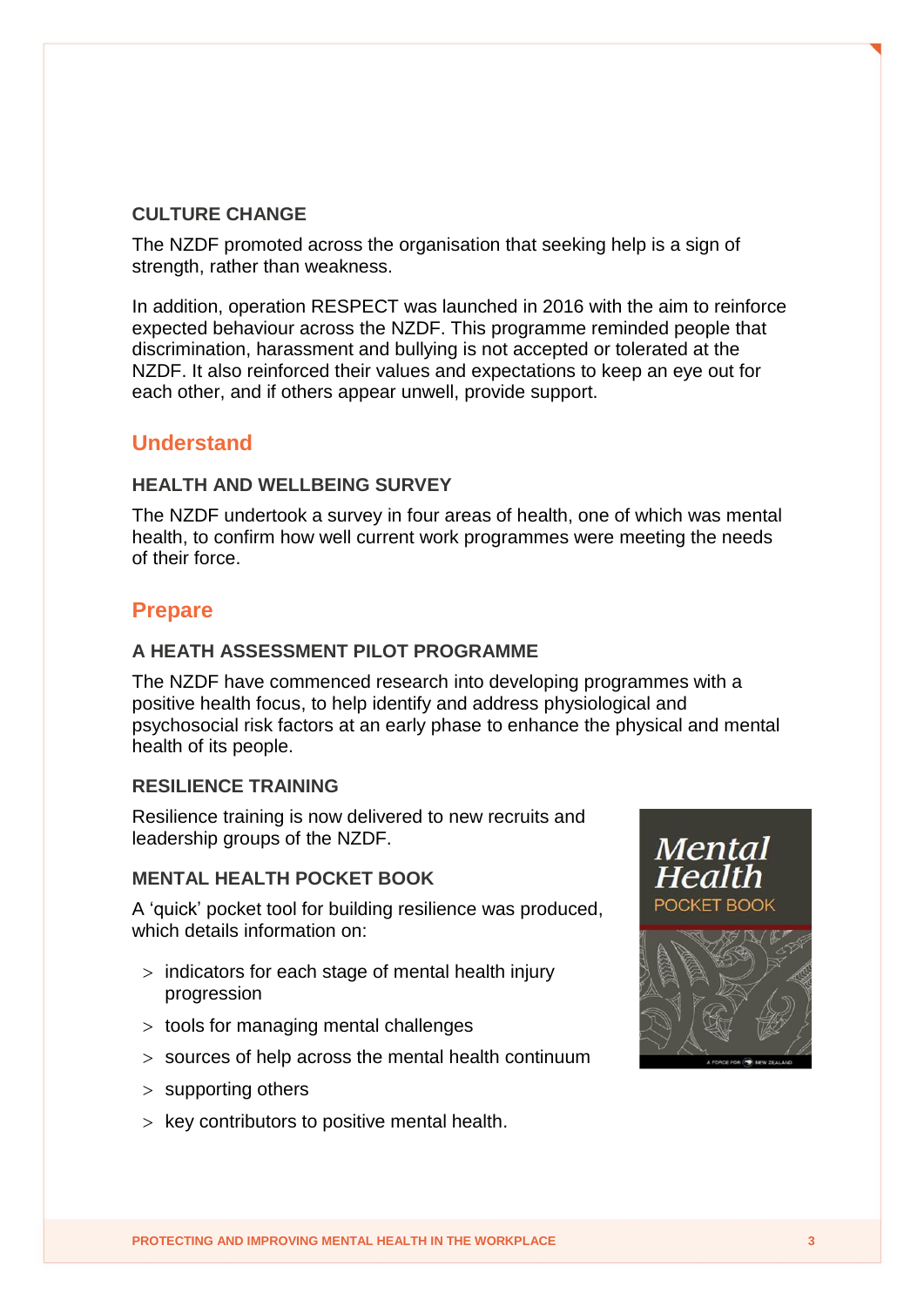### CULTURE CHANGE

The NZDF promoted across the organisation that seeking help is a sign of strength, rather than weakness.

In addition, operation RESPECT was launched in 2016 with the aim to reinforce expected behaviour across the NZDF. This programme reminded people that discrimination, harassment and bullying is not accepted or tolerated at the NZDF. It also reinforced their values and expectations to keep an eye out for each other, and if others appear unwell, provide support.

## Understand

### HEALTH AND WELLBEING SURVEY

The NZDF undertook a survey in four areas of health, one of which was mental health, to confirm how well current work programmes were meeting the needs of their force.

## Prepare

### A HEATH ASSESSMENT PILOT PROGRAMME

The NZDF have commenced research into developing programmes with a positive health focus, to help identify and address physiological and psychosocial risk factors at an early phase to enhance the physical and mental health of its people.

### RESILIENCE TRAINING

Resilience training is now delivered to new recruits and leadership groups of the NZDF.

### MENTAL HEALTH POCKET BOOK

A 'quick' pocket tool for building resilience was produced, which details information on:

- indicators for each stage of mental health injury progression
- tools for managing mental challenges
- sources of help across the mental health continuum
- supporting others
- key contributors to positive mental health.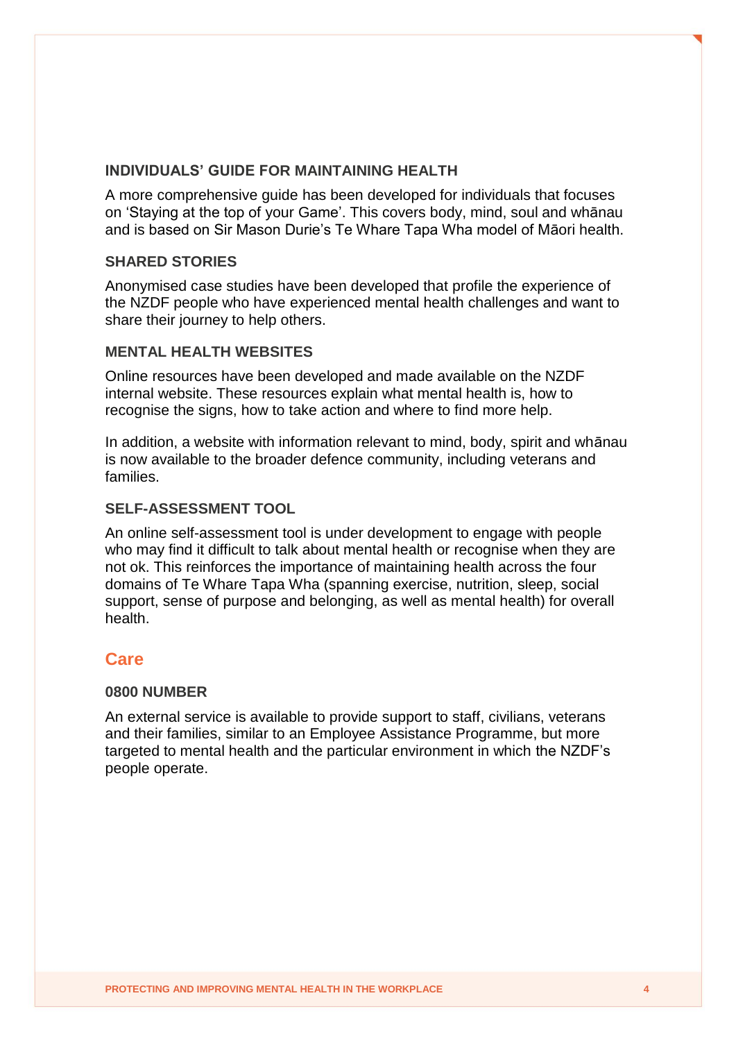### INDIVIDUALS' GUIDE FOR MAINTAINING HEALTH

A more comprehensive guide has been developed for individuals that focuses on 'Staying at the top of your Game'. This covers body, mind, soul and whānau and is based on Sir Mason Durie's Te Whare Tapa Wha model of Māori health.

### SHARED STORIES

Anonymised case studies have been developed that profile the experience of the NZDF people who have experienced mental health challenges and want to share their journey to help others.

### MENTAL HEALTH WEBSITES

Online resources have been developed and made available on the NZDF internal website. These resources explain what mental health is, how to recognise the signs, how to take action and where to find more help.

In addition, a website with information relevant to mind, body, spirit and whānau is now available to the broader defence community, including veterans and families.

### SELF-ASSESSMENT TOOL

An online self-assessment tool is under development to engage with people who may find it difficult to talk about mental health or recognise when they are not ok. This reinforces the importance of maintaining health across the four domains of Te Whare Tapa Wha (spanning exercise, nutrition, sleep, social support, sense of purpose and belonging, as well as mental health) for overall health.

## Care

### 0800 NUMBER

An external service is available to provide support to staff, civilians, veterans and their families, similar to an Employee Assistance Programme, but more targeted to mental health and the particular environment in which the NZDF's people operate.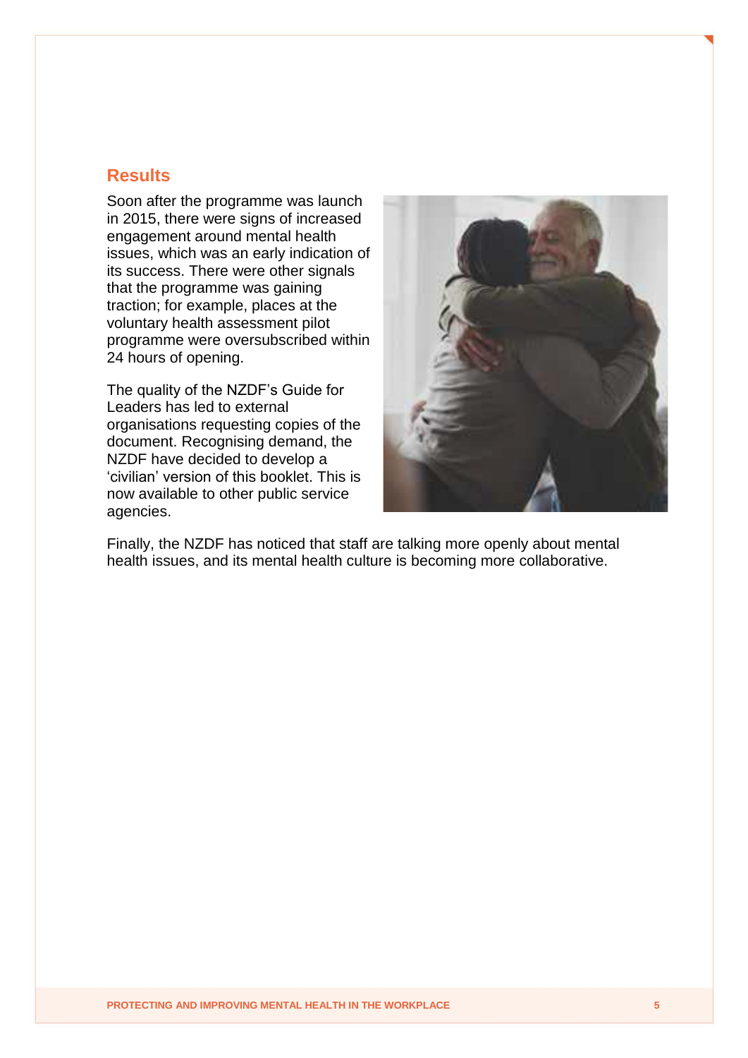## Results

Soon after the programme was launch in 2015, there were signs of increased engagement around mental health issues, which was an early indication of its success. There were other signals that the programme was gaining traction; for example, places at the voluntary health assessment pilot programme were oversubscribed within 24 hours of opening.

The quality of the NZDF's Guide for Leaders has led to external organisations requesting copies of the document. Recognising demand, the NZDF have decided to develop a 'civilian' version of this booklet. This is now available to other public service agencies.

Finally, the NZDF has noticed that staff are talking more openly about mental health issues, and its mental health culture is becoming more collaborative.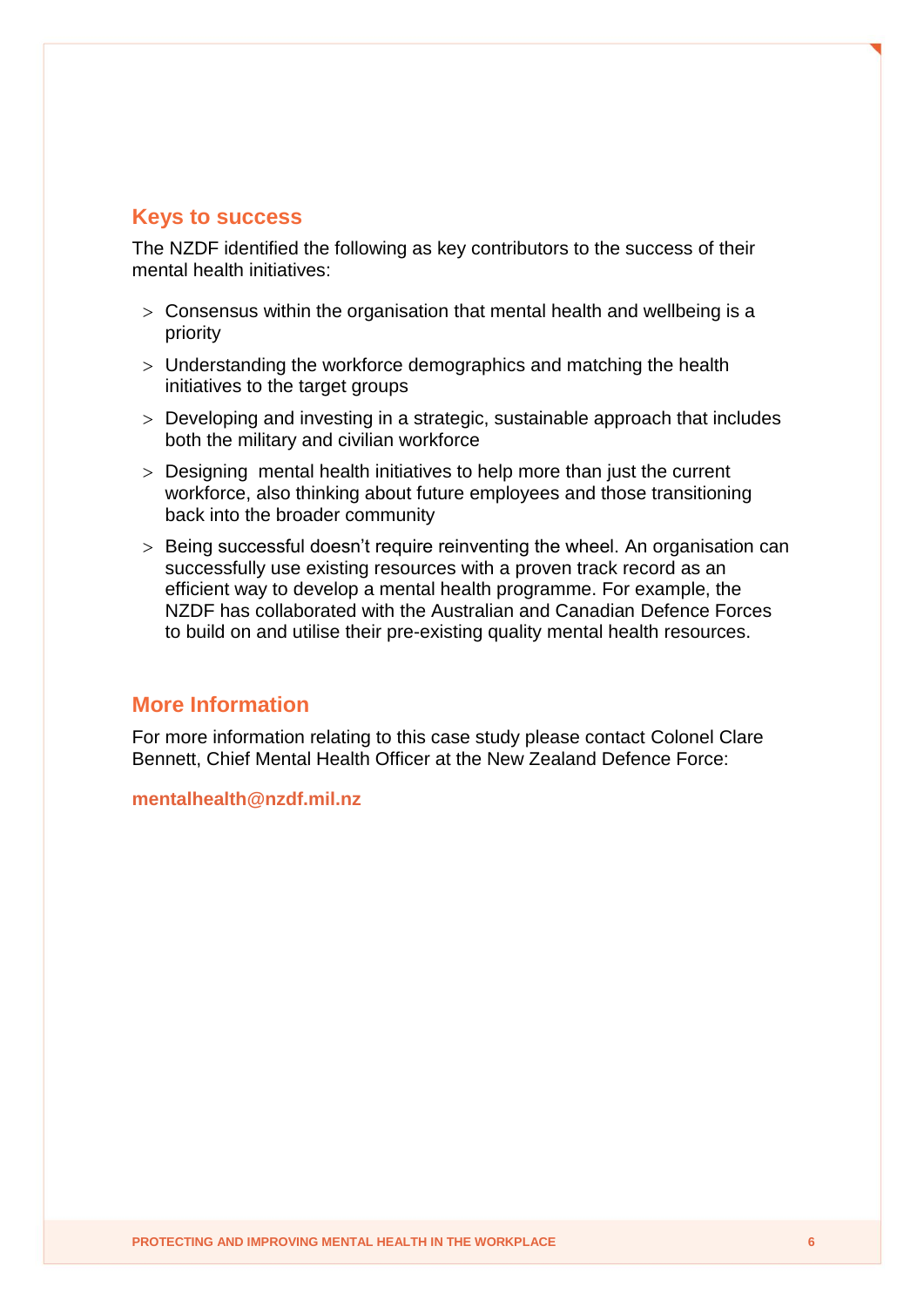## Keys to success

The NZDF identified the following as key contributors to the success of their mental health initiatives:

- Consensus within the organisation that mental health and wellbeing is a priority
- Understanding the workforce demographics and matching the health initiatives to the target groups
- Developing and investing in a strategic, sustainable approach that includes both the military and civilian workforce
- Designing  mental health initiatives to help more than just the current workforce, also thinking about future employees and those transitioning back into the broader community
- Being successful doesn't require reinventing the wheel. An organisation can successfully use existing resources with a proven track record as an efficient way to develop a mental health programme. For example, the NZDF has collaborated with the Australian and Canadian Defence Forces to build on and utilise their pre-existing quality mental health resources.

## More Information

For more information relating to this case study please contact Colonel Clare Bennett, Chief Mental Health Officer at the New Zealand Defence Force:

**mentalhealth@nzdf.mil.nz**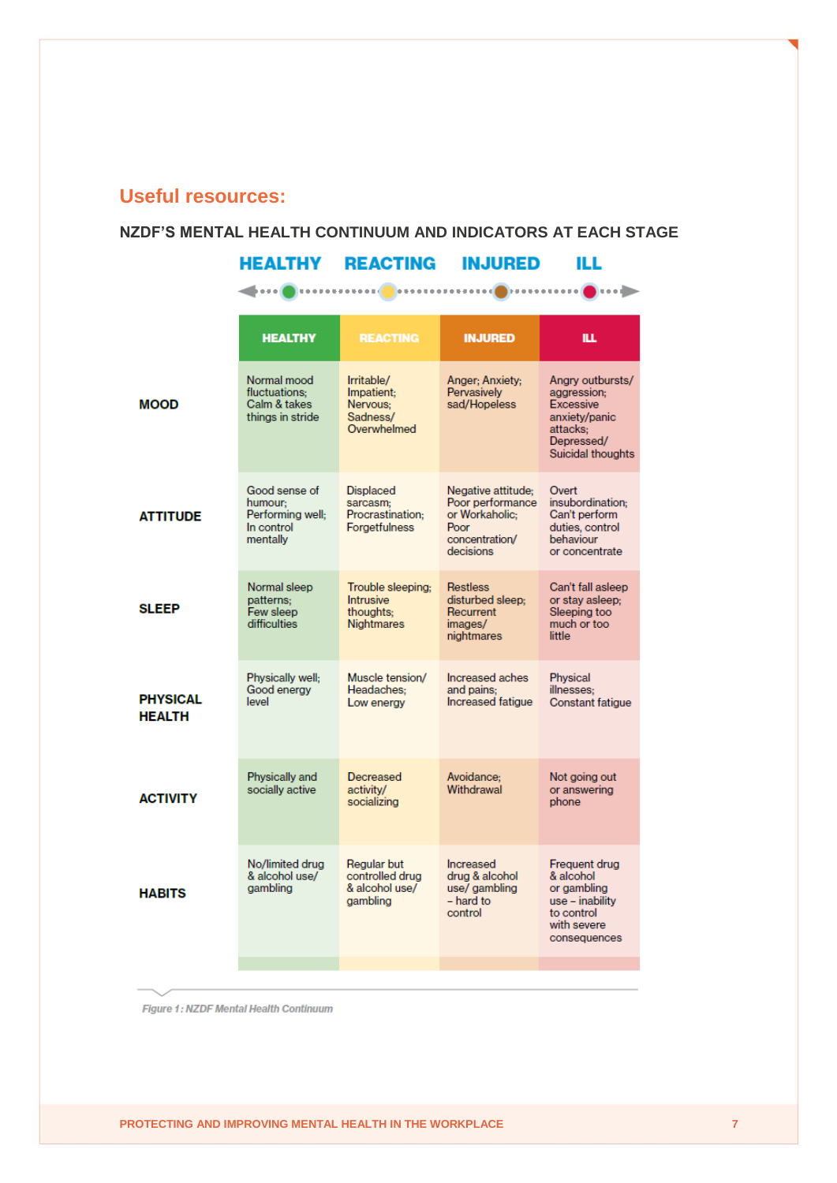## Useful resources:

### NZDF'S MENTAL HEALTH CONTINUUM AND INDICATORS AT EACH STAGE

HEALTHY — REACTING — INJURED — ILL

| | HEALTHY | REACTING | INJURED | ILL |
|---|---|---|---|---|
| **MOOD** | Normal mood fluctuations; Calm & takes things in stride | Irritable/ Impatient; Nervous; Sadness/ Overwhelmed | Anger; Anxiety; Pervasively sad/Hopeless | Angry outbursts/ aggression; Excessive anxiety/panic attacks; Depressed/ Suicidal thoughts |
| **ATTITUDE** | Good sense of humour; Performing well; In control mentally | Displaced sarcasm; Procrastination; Forgetfulness | Negative attitude; Poor performance or Workaholic; Poor concentration/ decisions | Overt insubordination; Can't perform duties, control behaviour or concentrate |
| **SLEEP** | Normal sleep patterns; Few sleep difficulties | Trouble sleeping; Intrusive thoughts; Nightmares | Restless disturbed sleep; Recurrent images/ nightmares | Can't fall asleep or stay asleep; Sleeping too much or too little |
| **PHYSICAL HEALTH** | Physically well; Good energy level | Muscle tension/ Headaches; Low energy | Increased aches and pains; Increased fatigue | Physical illnesses; Constant fatigue |
| **ACTIVITY** | Physically and socially active | Decreased activity/ socializing | Avoidance; Withdrawal | Not going out or answering phone |
| **HABITS** | No/limited drug & alcohol use/ gambling | Regular but controlled drug & alcohol use/ gambling | Increased drug & alcohol use/ gambling – hard to control | Frequent drug & alcohol or gambling use – inability to control with severe consequences |

*Figure 1: NZDF Mental Health Continuum*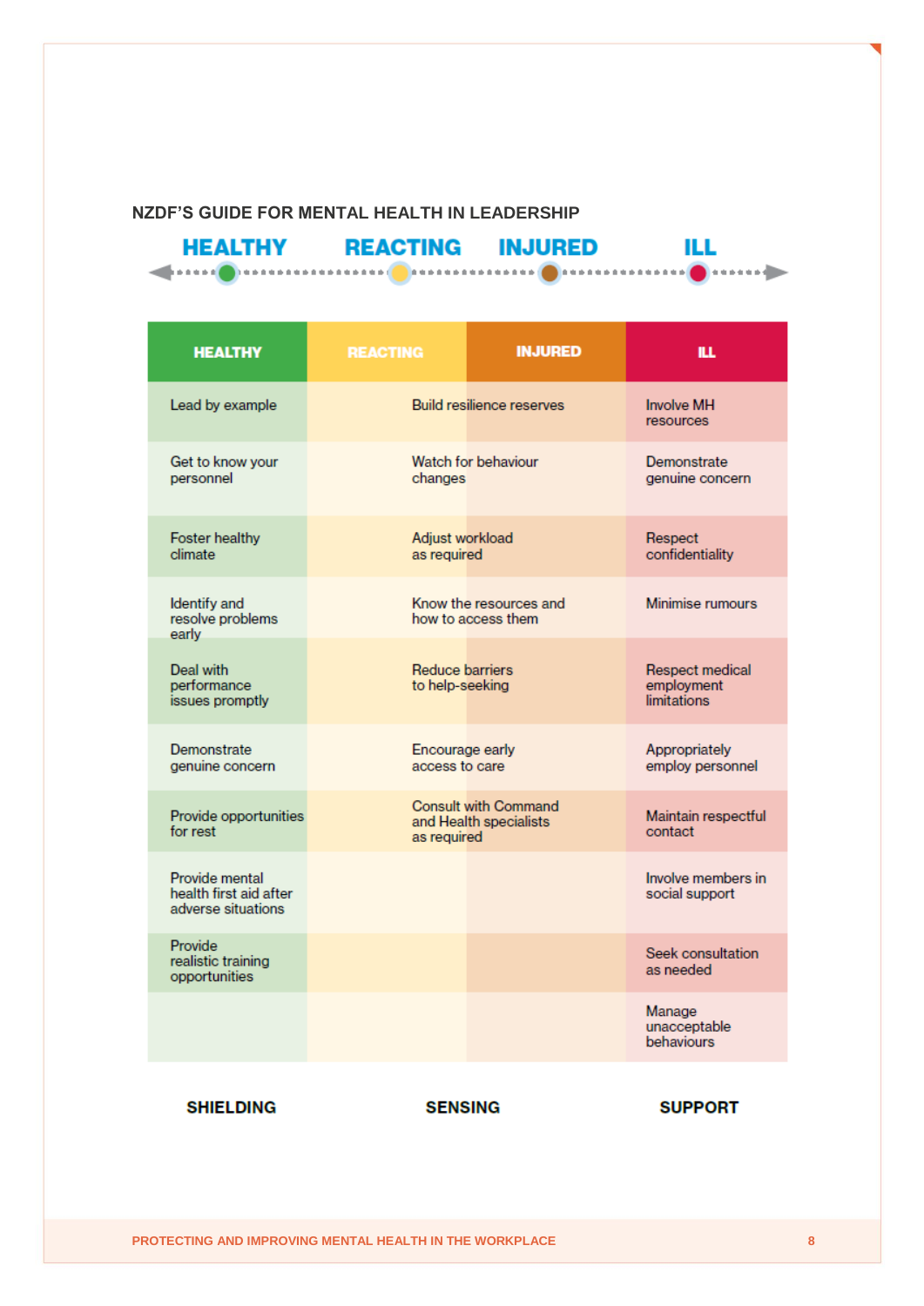## NZDF'S GUIDE FOR MENTAL HEALTH IN LEADERSHIP

HEALTHY — REACTING — INJURED — ILL

| HEALTHY | REACTING | INJURED | ILL |
|---|---|---|---|
| Lead by example | Build resilience reserves | | Involve MH resources |
| Get to know your personnel | Watch for behaviour changes | | Demonstrate genuine concern |
| Foster healthy climate | Adjust workload as required | | Respect confidentiality |
| Identify and resolve problems early | Know the resources and how to access them | | Minimise rumours |
| Deal with performance issues promptly | Reduce barriers to help-seeking | | Respect medical employment limitations |
| Demonstrate genuine concern | Encourage early access to care | | Appropriately employ personnel |
| Provide opportunities for rest | Consult with Command and Health specialists as required | | Maintain respectful contact |
| Provide mental health first aid after adverse situations | | | Involve members in social support |
| Provide realistic training opportunities | | | Seek consultation as needed |
| | | | Manage unacceptable behaviours |

**SHIELDING** — **SENSING** — **SUPPORT**